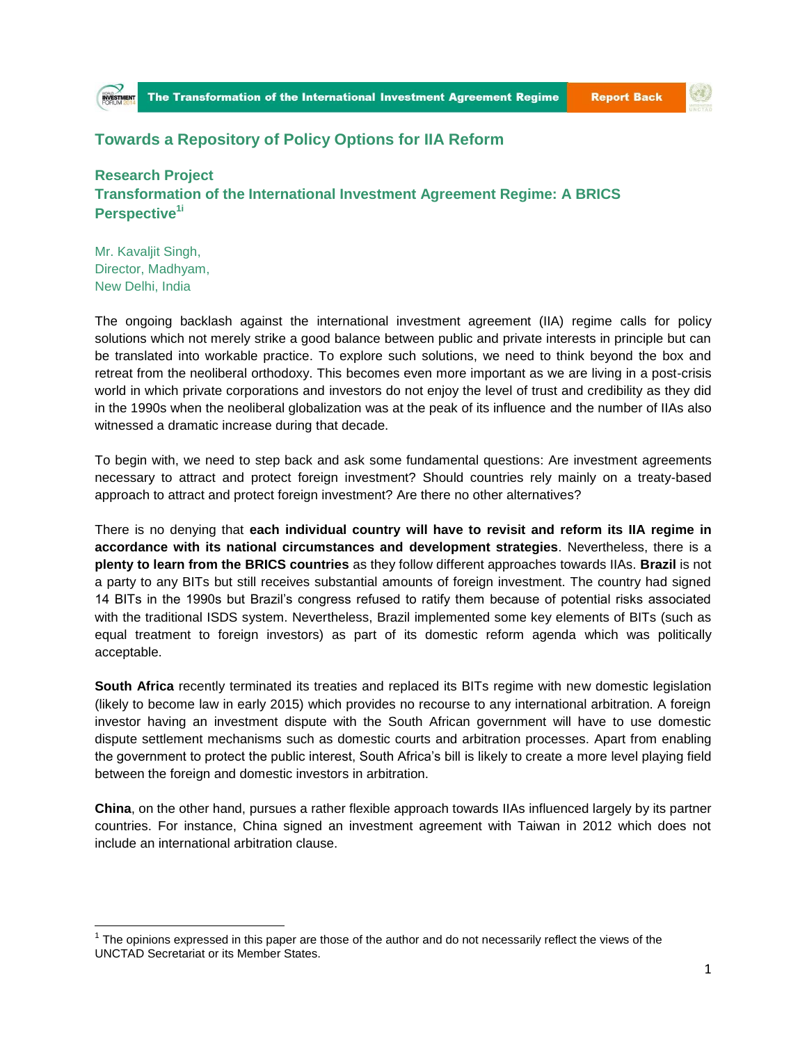# Towards a Repository of Policy Options for IIA Reform

## Research Project
## Transformation of the International Investment Agreement Regime: A BRICS Perspective[1i]

Mr. Kavaljit Singh,
Director, Madhyam,
New Delhi, India

The ongoing backlash against the international investment agreement (IIA) regime calls for policy solutions which not merely strike a good balance between public and private interests in principle but can be translated into workable practice. To explore such solutions, we need to think beyond the box and retreat from the neoliberal orthodoxy. This becomes even more important as we are living in a post-crisis world in which private corporations and investors do not enjoy the level of trust and credibility as they did in the 1990s when the neoliberal globalization was at the peak of its influence and the number of IIAs also witnessed a dramatic increase during that decade.

To begin with, we need to step back and ask some fundamental questions: Are investment agreements necessary to attract and protect foreign investment? Should countries rely mainly on a treaty-based approach to attract and protect foreign investment? Are there no other alternatives?

There is no denying that **each individual country will have to revisit and reform its IIA regime in accordance with its national circumstances and development strategies**. Nevertheless, there is a **plenty to learn from the BRICS countries** as they follow different approaches towards IIAs. **Brazil** is not a party to any BITs but still receives substantial amounts of foreign investment. The country had signed 14 BITs in the 1990s but Brazil's congress refused to ratify them because of potential risks associated with the traditional ISDS system. Nevertheless, Brazil implemented some key elements of BITs (such as equal treatment to foreign investors) as part of its domestic reform agenda which was politically acceptable.

**South Africa** recently terminated its treaties and replaced its BITs regime with new domestic legislation (likely to become law in early 2015) which provides no recourse to any international arbitration. A foreign investor having an investment dispute with the South African government will have to use domestic dispute settlement mechanisms such as domestic courts and arbitration processes. Apart from enabling the government to protect the public interest, South Africa's bill is likely to create a more level playing field between the foreign and domestic investors in arbitration.

**China**, on the other hand, pursues a rather flexible approach towards IIAs influenced largely by its partner countries. For instance, China signed an investment agreement with Taiwan in 2012 which does not include an international arbitration clause.

---

[1] The opinions expressed in this paper are those of the author and do not necessarily reflect the views of the UNCTAD Secretariat or its Member States.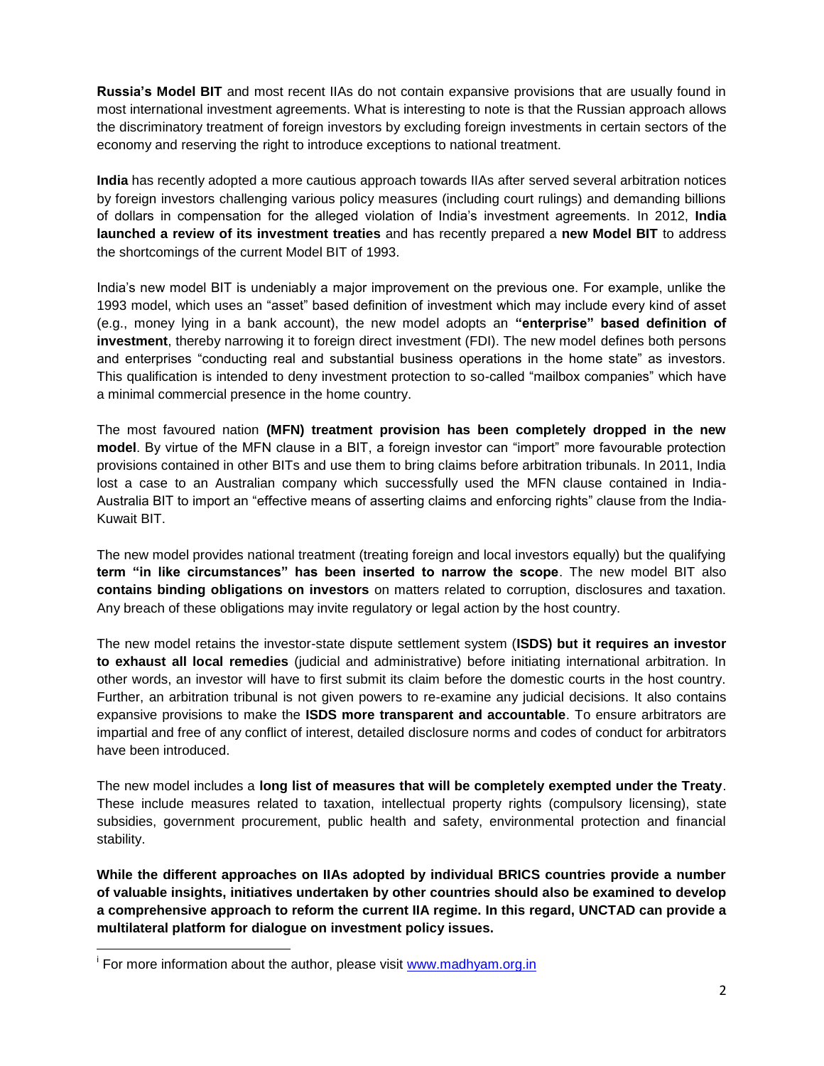**Russia's Model BIT** and most recent IIAs do not contain expansive provisions that are usually found in most international investment agreements. What is interesting to note is that the Russian approach allows the discriminatory treatment of foreign investors by excluding foreign investments in certain sectors of the economy and reserving the right to introduce exceptions to national treatment.

**India** has recently adopted a more cautious approach towards IIAs after served several arbitration notices by foreign investors challenging various policy measures (including court rulings) and demanding billions of dollars in compensation for the alleged violation of India's investment agreements. In 2012, **India launched a review of its investment treaties** and has recently prepared a **new Model BIT** to address the shortcomings of the current Model BIT of 1993.

India's new model BIT is undeniably a major improvement on the previous one. For example, unlike the 1993 model, which uses an "asset" based definition of investment which may include every kind of asset (e.g., money lying in a bank account), the new model adopts an **"enterprise" based definition of investment**, thereby narrowing it to foreign direct investment (FDI). The new model defines both persons and enterprises "conducting real and substantial business operations in the home state" as investors. This qualification is intended to deny investment protection to so-called "mailbox companies" which have a minimal commercial presence in the home country.

The most favoured nation **(MFN) treatment provision has been completely dropped in the new model**. By virtue of the MFN clause in a BIT, a foreign investor can "import" more favourable protection provisions contained in other BITs and use them to bring claims before arbitration tribunals. In 2011, India lost a case to an Australian company which successfully used the MFN clause contained in India-Australia BIT to import an "effective means of asserting claims and enforcing rights" clause from the India-Kuwait BIT.

The new model provides national treatment (treating foreign and local investors equally) but the qualifying **term "in like circumstances" has been inserted to narrow the scope**. The new model BIT also **contains binding obligations on investors** on matters related to corruption, disclosures and taxation. Any breach of these obligations may invite regulatory or legal action by the host country.

The new model retains the investor-state dispute settlement system (**ISDS) but it requires an investor to exhaust all local remedies** (judicial and administrative) before initiating international arbitration. In other words, an investor will have to first submit its claim before the domestic courts in the host country. Further, an arbitration tribunal is not given powers to re-examine any judicial decisions. It also contains expansive provisions to make the **ISDS more transparent and accountable**. To ensure arbitrators are impartial and free of any conflict of interest, detailed disclosure norms and codes of conduct for arbitrators have been introduced.

The new model includes a **long list of measures that will be completely exempted under the Treaty**. These include measures related to taxation, intellectual property rights (compulsory licensing), state subsidies, government procurement, public health and safety, environmental protection and financial stability.

**While the different approaches on IIAs adopted by individual BRICS countries provide a number of valuable insights, initiatives undertaken by other countries should also be examined to develop a comprehensive approach to reform the current IIA regime. In this regard, UNCTAD can provide a multilateral platform for dialogue on investment policy issues.**

---

[i] For more information about the author, please visit www.madhyam.org.in